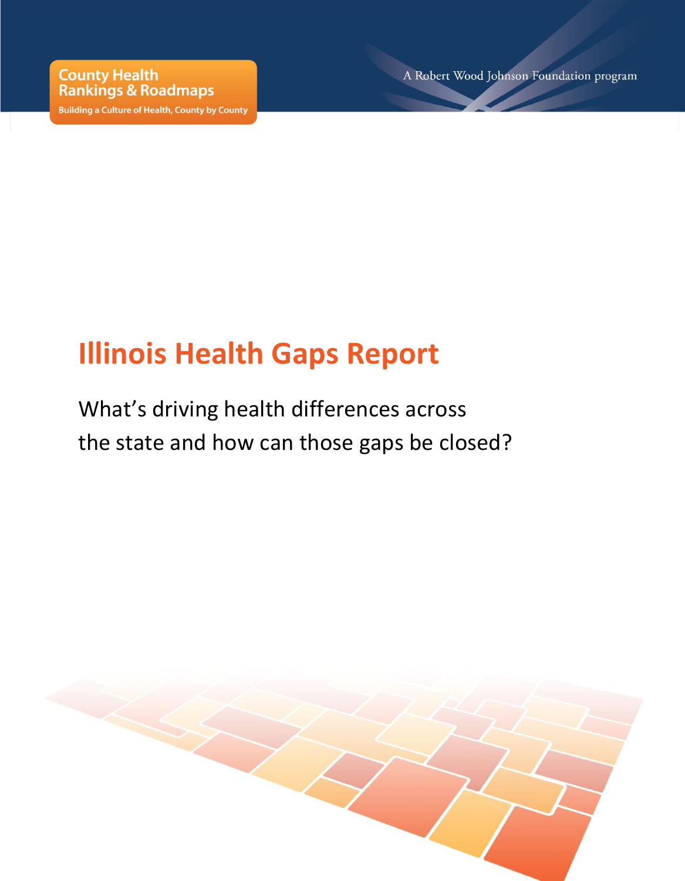County Health Rankings & Roadmaps

Building a Culture of Health, County by County

A Robert Wood Johnson Foundation program

# Illinois Health Gaps Report

What's driving health differences across the state and how can those gaps be closed?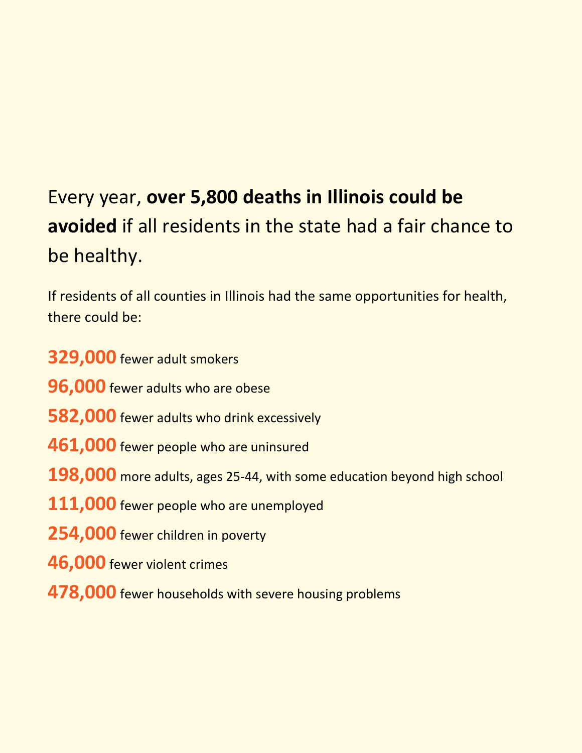Every year, **over 5,800 deaths in Illinois could be avoided** if all residents in the state had a fair chance to be healthy.

If residents of all counties in Illinois had the same opportunities for health, there could be:

**329,000** fewer adult smokers

**96,000** fewer adults who are obese

**582,000** fewer adults who drink excessively

**461,000** fewer people who are uninsured

**198,000** more adults, ages 25-44, with some education beyond high school

**111,000** fewer people who are unemployed

**254,000** fewer children in poverty

**46,000** fewer violent crimes

**478,000** fewer households with severe housing problems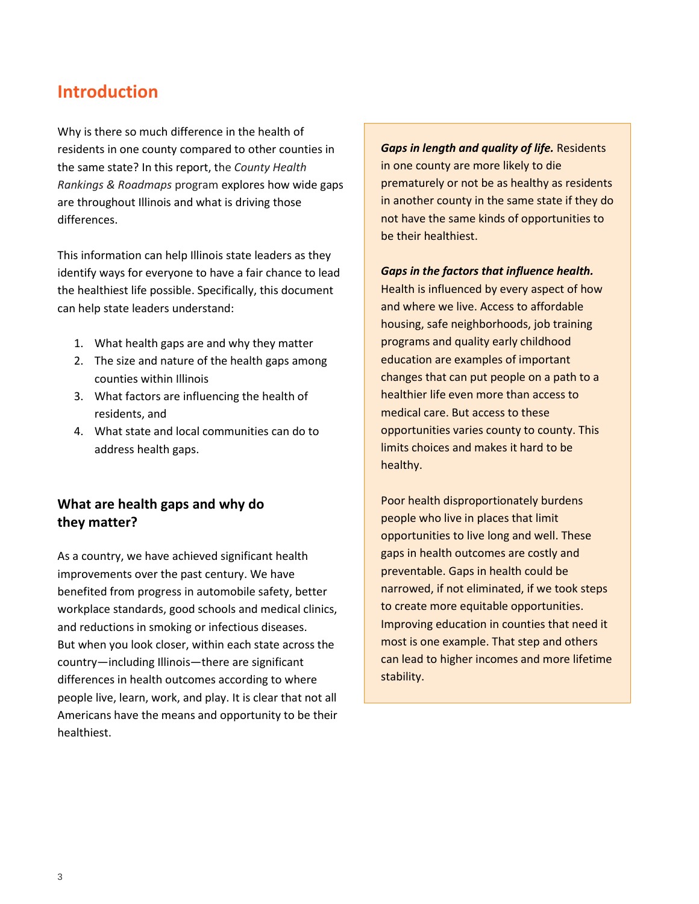# Introduction

Why is there so much difference in the health of residents in one county compared to other counties in the same state? In this report, the *County Health Rankings & Roadmaps* program explores how wide gaps are throughout Illinois and what is driving those differences.

This information can help Illinois state leaders as they identify ways for everyone to have a fair chance to lead the healthiest life possible. Specifically, this document can help state leaders understand:

1. What health gaps are and why they matter
2. The size and nature of the health gaps among counties within Illinois
3. What factors are influencing the health of residents, and
4. What state and local communities can do to address health gaps.

## What are health gaps and why do they matter?

As a country, we have achieved significant health improvements over the past century. We have benefited from progress in automobile safety, better workplace standards, good schools and medical clinics, and reductions in smoking or infectious diseases. But when you look closer, within each state across the country—including Illinois—there are significant differences in health outcomes according to where people live, learn, work, and play. It is clear that not all Americans have the means and opportunity to be their healthiest.

***Gaps in length and quality of life.*** Residents in one county are more likely to die prematurely or not be as healthy as residents in another county in the same state if they do not have the same kinds of opportunities to be their healthiest.

***Gaps in the factors that influence health.*** Health is influenced by every aspect of how and where we live. Access to affordable housing, safe neighborhoods, job training programs and quality early childhood education are examples of important changes that can put people on a path to a healthier life even more than access to medical care. But access to these opportunities varies county to county. This limits choices and makes it hard to be healthy.

Poor health disproportionately burdens people who live in places that limit opportunities to live long and well. These gaps in health outcomes are costly and preventable. Gaps in health could be narrowed, if not eliminated, if we took steps to create more equitable opportunities. Improving education in counties that need it most is one example. That step and others can lead to higher incomes and more lifetime stability.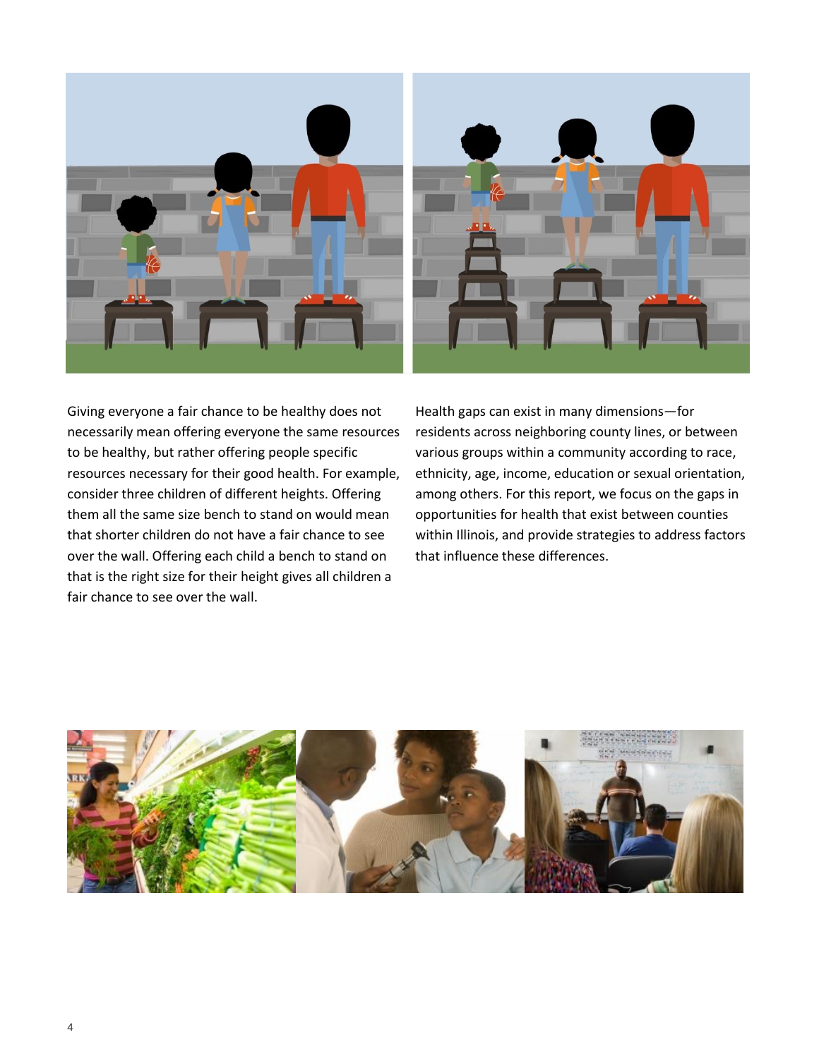Giving everyone a fair chance to be healthy does not necessarily mean offering everyone the same resources to be healthy, but rather offering people specific resources necessary for their good health. For example, consider three children of different heights. Offering them all the same size bench to stand on would mean that shorter children do not have a fair chance to see over the wall. Offering each child a bench to stand on that is the right size for their height gives all children a fair chance to see over the wall.

Health gaps can exist in many dimensions—for residents across neighboring county lines, or between various groups within a community according to race, ethnicity, age, income, education or sexual orientation, among others. For this report, we focus on the gaps in opportunities for health that exist between counties within Illinois, and provide strategies to address factors that influence these differences.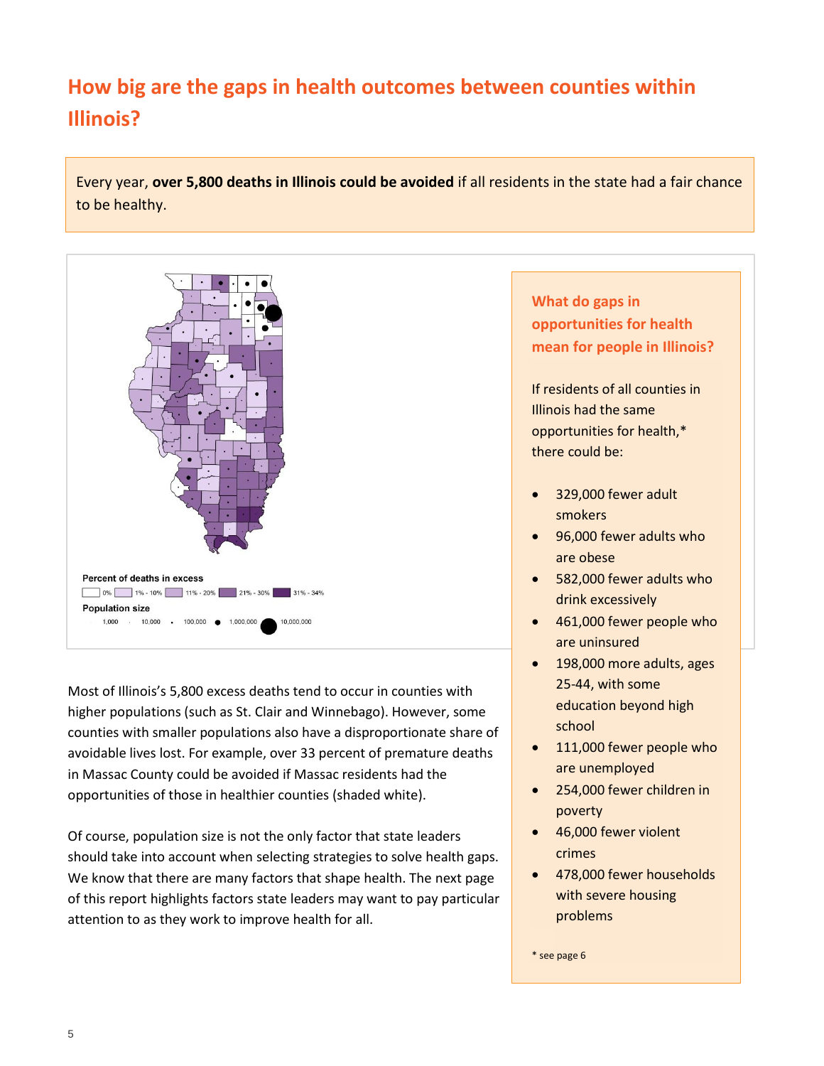## How big are the gaps in health outcomes between counties within Illinois?

Every year, **over 5,800 deaths in Illinois could be avoided** if all residents in the state had a fair chance to be healthy.

Percent of deaths in excess

0% | 1% - 10% | 11% - 20% | 21% - 30% | 31% - 34%

Population size

1,000 | 10,000 | 100,000 | 1,000,000 | 10,000,000

Most of Illinois's 5,800 excess deaths tend to occur in counties with higher populations (such as St. Clair and Winnebago). However, some counties with smaller populations also have a disproportionate share of avoidable lives lost. For example, over 33 percent of premature deaths in Massac County could be avoided if Massac residents had the opportunities of those in healthier counties (shaded white).

Of course, population size is not the only factor that state leaders should take into account when selecting strategies to solve health gaps. We know that there are many factors that shape health. The next page of this report highlights factors state leaders may want to pay particular attention to as they work to improve health for all.

### What do gaps in opportunities for health mean for people in Illinois?

If residents of all counties in Illinois had the same opportunities for health,* there could be:

- 329,000 fewer adult smokers
- 96,000 fewer adults who are obese
- 582,000 fewer adults who drink excessively
- 461,000 fewer people who are uninsured
- 198,000 more adults, ages 25-44, with some education beyond high school
- 111,000 fewer people who are unemployed
- 254,000 fewer children in poverty
- 46,000 fewer violent crimes
- 478,000 fewer households with severe housing problems

* see page 6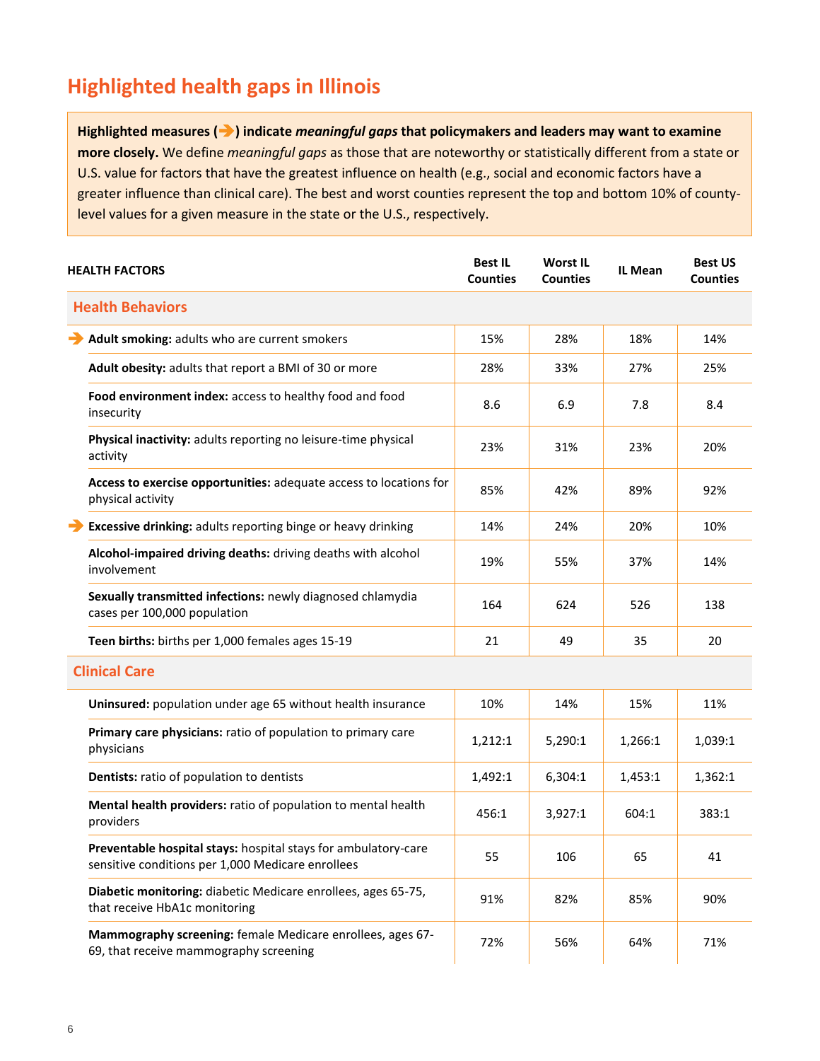## Highlighted health gaps in Illinois

**Highlighted measures (➔) indicate *meaningful gaps* that policymakers and leaders may want to examine more closely.** We define *meaningful gaps* as those that are noteworthy or statistically different from a state or U.S. value for factors that have the greatest influence on health (e.g., social and economic factors have a greater influence than clinical care). The best and worst counties represent the top and bottom 10% of county-level values for a given measure in the state or the U.S., respectively.

| HEALTH FACTORS | Best IL Counties | Worst IL Counties | IL Mean | Best US Counties |
|---|---|---|---|---|
| **Health Behaviors** | | | | |
| ➔ **Adult smoking:** adults who are current smokers | 15% | 28% | 18% | 14% |
| **Adult obesity:** adults that report a BMI of 30 or more | 28% | 33% | 27% | 25% |
| **Food environment index:** access to healthy food and food insecurity | 8.6 | 6.9 | 7.8 | 8.4 |
| **Physical inactivity:** adults reporting no leisure-time physical activity | 23% | 31% | 23% | 20% |
| **Access to exercise opportunities:** adequate access to locations for physical activity | 85% | 42% | 89% | 92% |
| ➔ **Excessive drinking:** adults reporting binge or heavy drinking | 14% | 24% | 20% | 10% |
| **Alcohol-impaired driving deaths:** driving deaths with alcohol involvement | 19% | 55% | 37% | 14% |
| **Sexually transmitted infections:** newly diagnosed chlamydia cases per 100,000 population | 164 | 624 | 526 | 138 |
| **Teen births:** births per 1,000 females ages 15-19 | 21 | 49 | 35 | 20 |
| **Clinical Care** | | | | |
| **Uninsured:** population under age 65 without health insurance | 10% | 14% | 15% | 11% |
| **Primary care physicians:** ratio of population to primary care physicians | 1,212:1 | 5,290:1 | 1,266:1 | 1,039:1 |
| **Dentists:** ratio of population to dentists | 1,492:1 | 6,304:1 | 1,453:1 | 1,362:1 |
| **Mental health providers:** ratio of population to mental health providers | 456:1 | 3,927:1 | 604:1 | 383:1 |
| **Preventable hospital stays:** hospital stays for ambulatory-care sensitive conditions per 1,000 Medicare enrollees | 55 | 106 | 65 | 41 |
| **Diabetic monitoring:** diabetic Medicare enrollees, ages 65-75, that receive HbA1c monitoring | 91% | 82% | 85% | 90% |
| **Mammography screening:** female Medicare enrollees, ages 67-69, that receive mammography screening | 72% | 56% | 64% | 71% |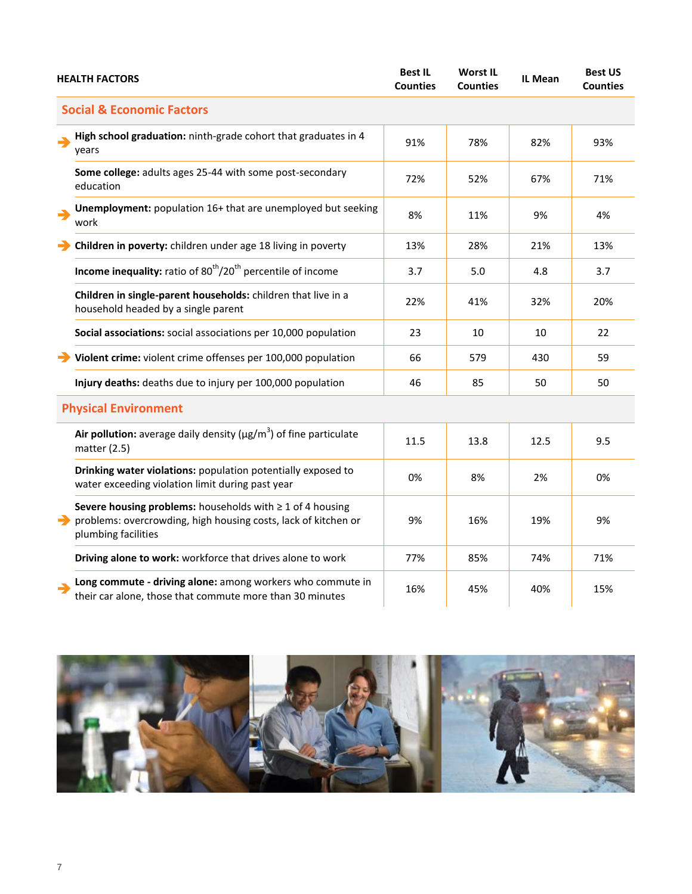| HEALTH FACTORS | Best IL Counties | Worst IL Counties | IL Mean | Best US Counties |
|---|---|---|---|---|
| **Social & Economic Factors** | | | | |
| ➔ **High school graduation:** ninth-grade cohort that graduates in 4 years | 91% | 78% | 82% | 93% |
| **Some college:** adults ages 25-44 with some post-secondary education | 72% | 52% | 67% | 71% |
| ➔ **Unemployment:** population 16+ that are unemployed but seeking work | 8% | 11% | 9% | 4% |
| ➔ **Children in poverty:** children under age 18 living in poverty | 13% | 28% | 21% | 13% |
| **Income inequality:** ratio of 80th/20th percentile of income | 3.7 | 5.0 | 4.8 | 3.7 |
| **Children in single-parent households:** children that live in a household headed by a single parent | 22% | 41% | 32% | 20% |
| **Social associations:** social associations per 10,000 population | 23 | 10 | 10 | 22 |
| ➔ **Violent crime:** violent crime offenses per 100,000 population | 66 | 579 | 430 | 59 |
| **Injury deaths:** deaths due to injury per 100,000 population | 46 | 85 | 50 | 50 |
| **Physical Environment** | | | | |
| **Air pollution:** average daily density (μg/m³) of fine particulate matter (2.5) | 11.5 | 13.8 | 12.5 | 9.5 |
| **Drinking water violations:** population potentially exposed to water exceeding violation limit during past year | 0% | 8% | 2% | 0% |
| ➔ **Severe housing problems:** households with ≥ 1 of 4 housing problems: overcrowding, high housing costs, lack of kitchen or plumbing facilities | 9% | 16% | 19% | 9% |
| **Driving alone to work:** workforce that drives alone to work | 77% | 85% | 74% | 71% |
| ➔ **Long commute - driving alone:** among workers who commute in their car alone, those that commute more than 30 minutes | 16% | 45% | 40% | 15% |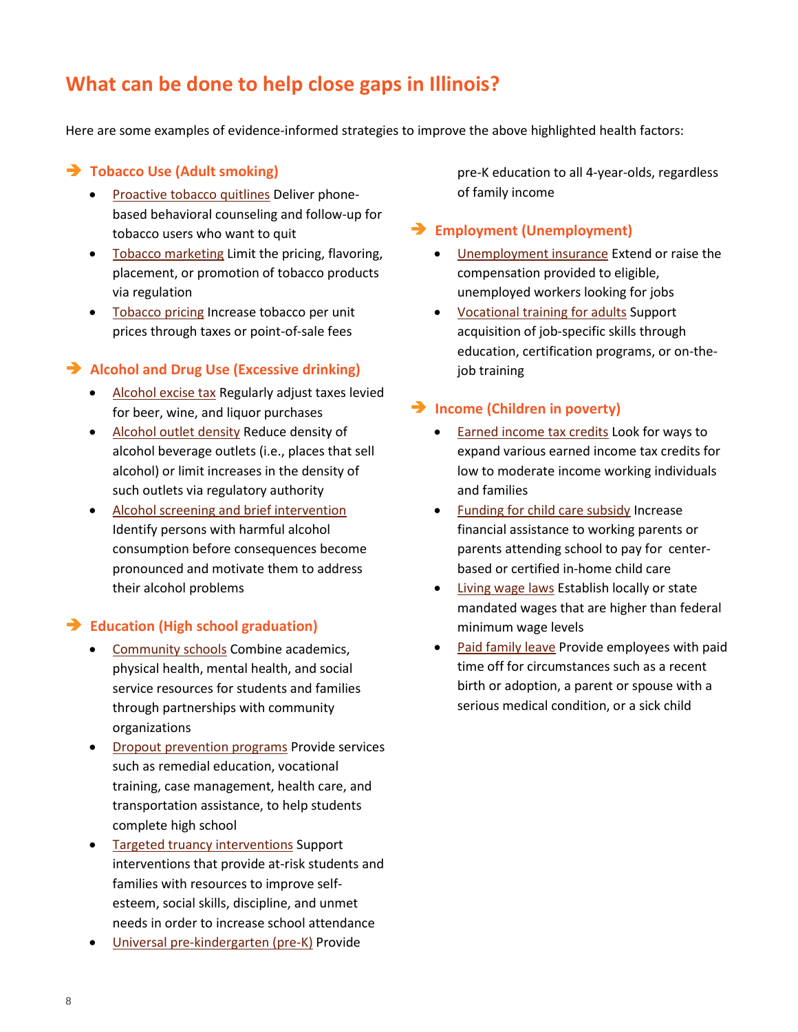## What can be done to help close gaps in Illinois?

Here are some examples of evidence-informed strategies to improve the above highlighted health factors:

### ➔ Tobacco Use (Adult smoking)

- Proactive tobacco quitlines Deliver phone-based behavioral counseling and follow-up for tobacco users who want to quit
- Tobacco marketing Limit the pricing, flavoring, placement, or promotion of tobacco products via regulation
- Tobacco pricing Increase tobacco per unit prices through taxes or point-of-sale fees

### ➔ Alcohol and Drug Use (Excessive drinking)

- Alcohol excise tax Regularly adjust taxes levied for beer, wine, and liquor purchases
- Alcohol outlet density Reduce density of alcohol beverage outlets (i.e., places that sell alcohol) or limit increases in the density of such outlets via regulatory authority
- Alcohol screening and brief intervention Identify persons with harmful alcohol consumption before consequences become pronounced and motivate them to address their alcohol problems

### ➔ Education (High school graduation)

- Community schools Combine academics, physical health, mental health, and social service resources for students and families through partnerships with community organizations
- Dropout prevention programs Provide services such as remedial education, vocational training, case management, health care, and transportation assistance, to help students complete high school
- Targeted truancy interventions Support interventions that provide at-risk students and families with resources to improve self-esteem, social skills, discipline, and unmet needs in order to increase school attendance
- Universal pre-kindergarten (pre-K) Provide pre-K education to all 4-year-olds, regardless of family income

### ➔ Employment (Unemployment)

- Unemployment insurance Extend or raise the compensation provided to eligible, unemployed workers looking for jobs
- Vocational training for adults Support acquisition of job-specific skills through education, certification programs, or on-the-job training

### ➔ Income (Children in poverty)

- Earned income tax credits Look for ways to expand various earned income tax credits for low to moderate income working individuals and families
- Funding for child care subsidy Increase financial assistance to working parents or parents attending school to pay for center-based or certified in-home child care
- Living wage laws Establish locally or state mandated wages that are higher than federal minimum wage levels
- Paid family leave Provide employees with paid time off for circumstances such as a recent birth or adoption, a parent or spouse with a serious medical condition, or a sick child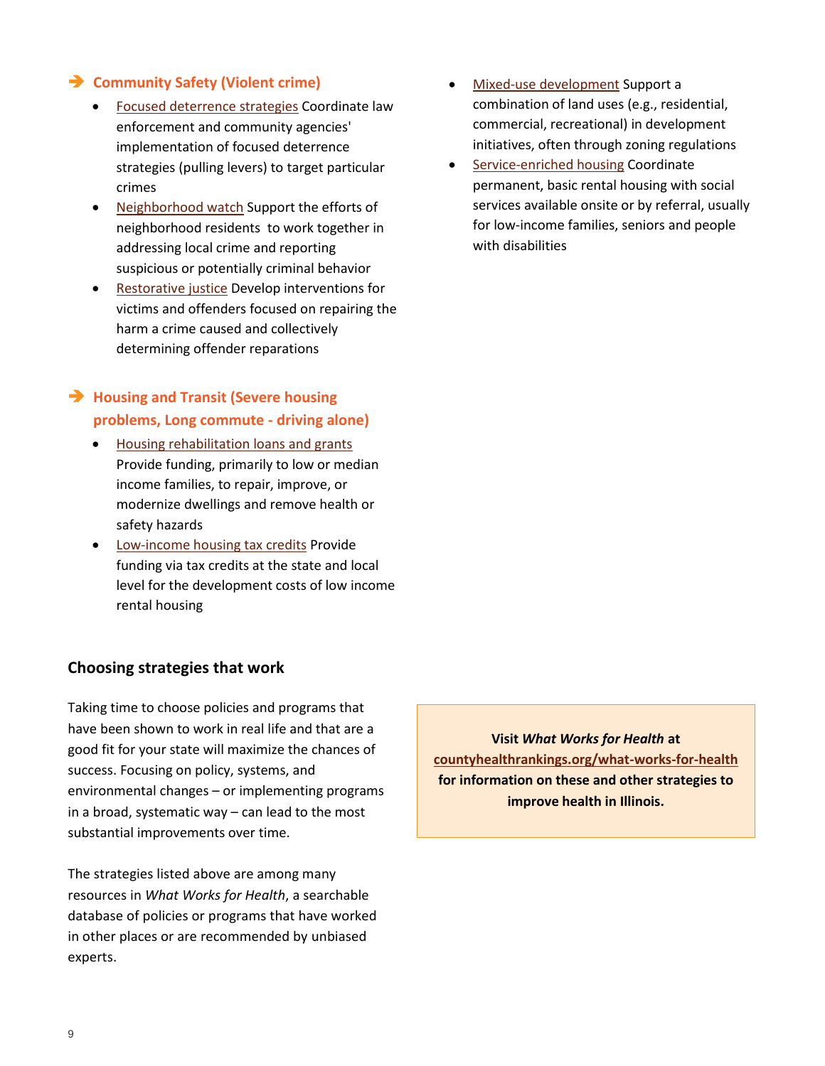### ➔ Community Safety (Violent crime)

- Focused deterrence strategies Coordinate law enforcement and community agencies' implementation of focused deterrence strategies (pulling levers) to target particular crimes
- Neighborhood watch Support the efforts of neighborhood residents to work together in addressing local crime and reporting suspicious or potentially criminal behavior
- Restorative justice Develop interventions for victims and offenders focused on repairing the harm a crime caused and collectively determining offender reparations

### ➔ Housing and Transit (Severe housing problems, Long commute - driving alone)

- Housing rehabilitation loans and grants Provide funding, primarily to low or median income families, to repair, improve, or modernize dwellings and remove health or safety hazards
- Low-income housing tax credits Provide funding via tax credits at the state and local level for the development costs of low income rental housing
- Mixed-use development Support a combination of land uses (e.g., residential, commercial, recreational) in development initiatives, often through zoning regulations
- Service-enriched housing Coordinate permanent, basic rental housing with social services available onsite or by referral, usually for low-income families, seniors and people with disabilities

## Choosing strategies that work

Taking time to choose policies and programs that have been shown to work in real life and that are a good fit for your state will maximize the chances of success. Focusing on policy, systems, and environmental changes – or implementing programs in a broad, systematic way – can lead to the most substantial improvements over time.

The strategies listed above are among many resources in *What Works for Health*, a searchable database of policies or programs that have worked in other places or are recommended by unbiased experts.

**Visit *What Works for Health* at countyhealthrankings.org/what-works-for-health for information on these and other strategies to improve health in Illinois.**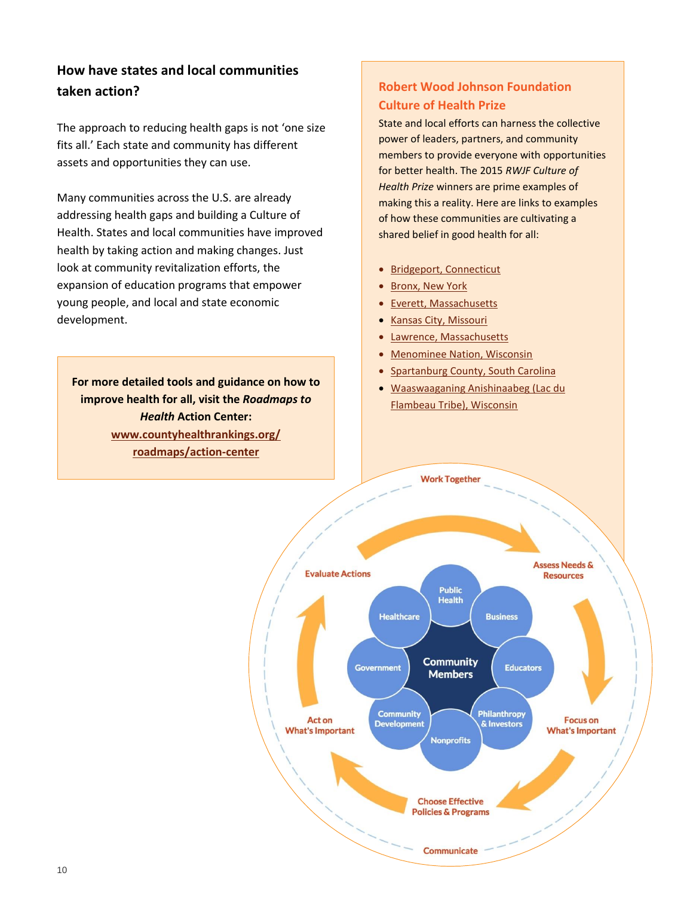## How have states and local communities taken action?

The approach to reducing health gaps is not 'one size fits all.' Each state and community has different assets and opportunities they can use.

Many communities across the U.S. are already addressing health gaps and building a Culture of Health. States and local communities have improved health by taking action and making changes. Just look at community revitalization efforts, the expansion of education programs that empower young people, and local and state economic development.

**For more detailed tools and guidance on how to improve health for all, visit the *Roadmaps to Health* Action Center:**
**[www.countyhealthrankings.org/roadmaps/action-center](www.countyhealthrankings.org/roadmaps/action-center)**

### Robert Wood Johnson Foundation Culture of Health Prize

State and local efforts can harness the collective power of leaders, partners, and community members to provide everyone with opportunities for better health. The 2015 *RWJF Culture of Health Prize* winners are prime examples of making this a reality. Here are links to examples of how these communities are cultivating a shared belief in good health for all:

- Bridgeport, Connecticut
- Bronx, New York
- Everett, Massachusetts
- Kansas City, Missouri
- Lawrence, Massachusetts
- Menominee Nation, Wisconsin
- Spartanburg County, South Carolina
- Waaswaaganing Anishinaabeg (Lac du Flambeau Tribe), Wisconsin

Work Together

Assess Needs & Resources

Focus on What's Important

Choose Effective Policies & Programs

Act on What's Important

Evaluate Actions

Communicate

Community Members

Public Health

Business

Educators

Philanthropy & Investors

Nonprofits

Community Development

Government

Healthcare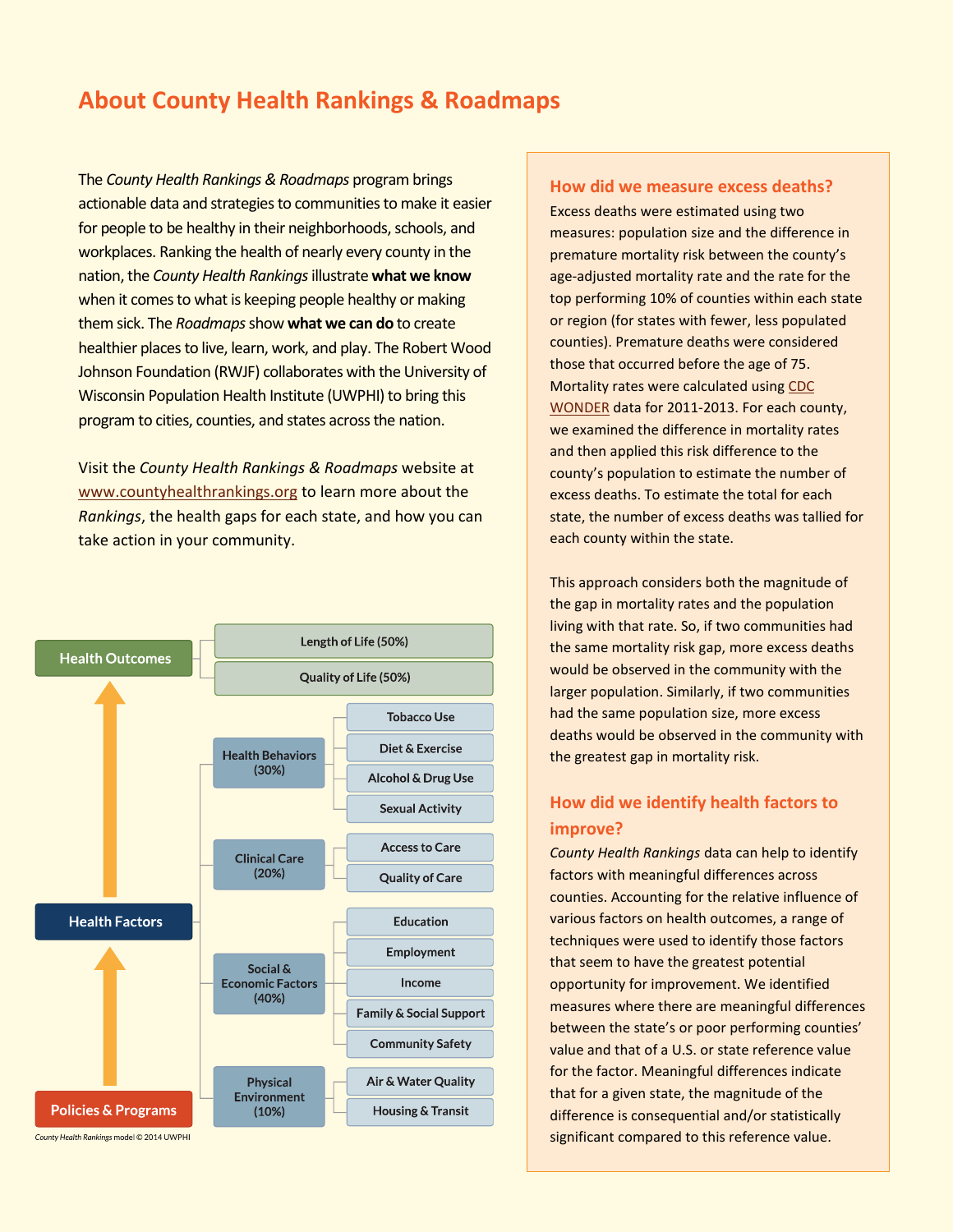# About County Health Rankings & Roadmaps

The *County Health Rankings & Roadmaps* program brings actionable data and strategies to communities to make it easier for people to be healthy in their neighborhoods, schools, and workplaces. Ranking the health of nearly every county in the nation, the *County Health Rankings* illustrate **what we know** when it comes to what is keeping people healthy or making them sick. The *Roadmaps* show **what we can do** to create healthier places to live, learn, work, and play. The Robert Wood Johnson Foundation (RWJF) collaborates with the University of Wisconsin Population Health Institute (UWPHI) to bring this program to cities, counties, and states across the nation.

Visit the *County Health Rankings & Roadmaps* website at www.countyhealthrankings.org to learn more about the *Rankings*, the health gaps for each state, and how you can take action in your community.

- **Health Outcomes**
  - Length of Life (50%)
  - Quality of Life (50%)
- **Health Factors**
  - Health Behaviors (30%)
    - Tobacco Use
    - Diet & Exercise
    - Alcohol & Drug Use
    - Sexual Activity
  - Clinical Care (20%)
    - Access to Care
    - Quality of Care
  - Social & Economic Factors (40%)
    - Education
    - Employment
    - Income
    - Family & Social Support
    - Community Safety
  - Physical Environment (10%)
    - Air & Water Quality
    - Housing & Transit
- **Policies & Programs**

*County Health Rankings* model © 2014 UWPHI

## How did we measure excess deaths?

Excess deaths were estimated using two measures: population size and the difference in premature mortality risk between the county's age-adjusted mortality rate and the rate for the top performing 10% of counties within each state or region (for states with fewer, less populated counties). Premature deaths were considered those that occurred before the age of 75. Mortality rates were calculated using CDC WONDER data for 2011-2013. For each county, we examined the difference in mortality rates and then applied this risk difference to the county's population to estimate the number of excess deaths. To estimate the total for each state, the number of excess deaths was tallied for each county within the state.

This approach considers both the magnitude of the gap in mortality rates and the population living with that rate. So, if two communities had the same mortality risk gap, more excess deaths would be observed in the community with the larger population. Similarly, if two communities had the same population size, more excess deaths would be observed in the community with the greatest gap in mortality risk.

## How did we identify health factors to improve?

*County Health Rankings* data can help to identify factors with meaningful differences across counties. Accounting for the relative influence of various factors on health outcomes, a range of techniques were used to identify those factors that seem to have the greatest potential opportunity for improvement. We identified measures where there are meaningful differences between the state's or poor performing counties' value and that of a U.S. or state reference value for the factor. Meaningful differences indicate that for a given state, the magnitude of the difference is consequential and/or statistically significant compared to this reference value.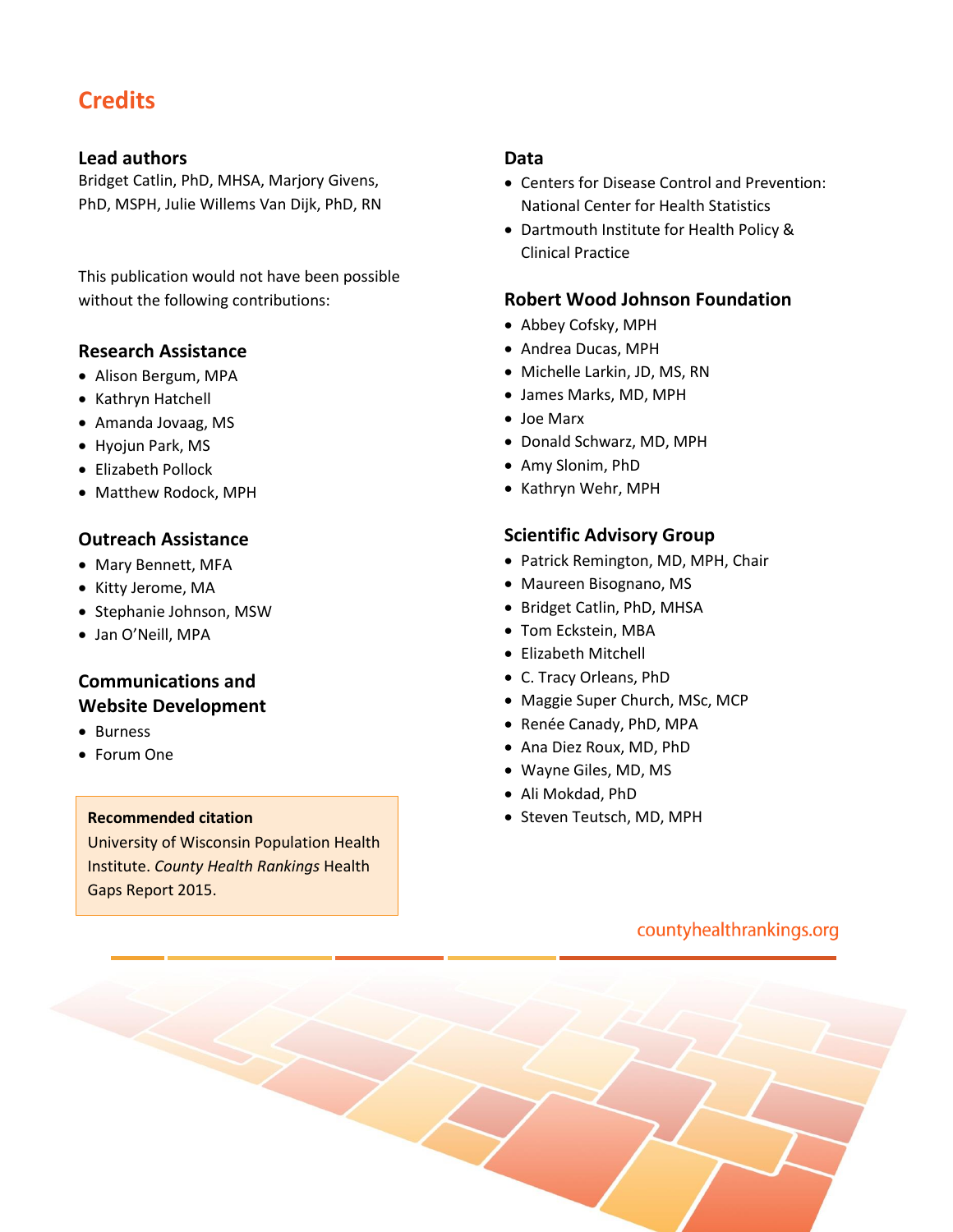# Credits

### Lead authors

Bridget Catlin, PhD, MHSA, Marjory Givens, PhD, MSPH, Julie Willems Van Dijk, PhD, RN

This publication would not have been possible without the following contributions:

### Research Assistance

- Alison Bergum, MPA
- Kathryn Hatchell
- Amanda Jovaag, MS
- Hyojun Park, MS
- Elizabeth Pollock
- Matthew Rodock, MPH

### Outreach Assistance

- Mary Bennett, MFA
- Kitty Jerome, MA
- Stephanie Johnson, MSW
- Jan O'Neill, MPA

### Communications and Website Development

- Burness
- Forum One

**Recommended citation**
University of Wisconsin Population Health Institute. *County Health Rankings* Health Gaps Report 2015.

### Data

- Centers for Disease Control and Prevention: National Center for Health Statistics
- Dartmouth Institute for Health Policy & Clinical Practice

### Robert Wood Johnson Foundation

- Abbey Cofsky, MPH
- Andrea Ducas, MPH
- Michelle Larkin, JD, MS, RN
- James Marks, MD, MPH
- Joe Marx
- Donald Schwarz, MD, MPH
- Amy Slonim, PhD
- Kathryn Wehr, MPH

### Scientific Advisory Group

- Patrick Remington, MD, MPH, Chair
- Maureen Bisognano, MS
- Bridget Catlin, PhD, MHSA
- Tom Eckstein, MBA
- Elizabeth Mitchell
- C. Tracy Orleans, PhD
- Maggie Super Church, MSc, MCP
- Renée Canady, PhD, MPA
- Ana Diez Roux, MD, PhD
- Wayne Giles, MD, MS
- Ali Mokdad, PhD
- Steven Teutsch, MD, MPH

countyhealthrankings.org